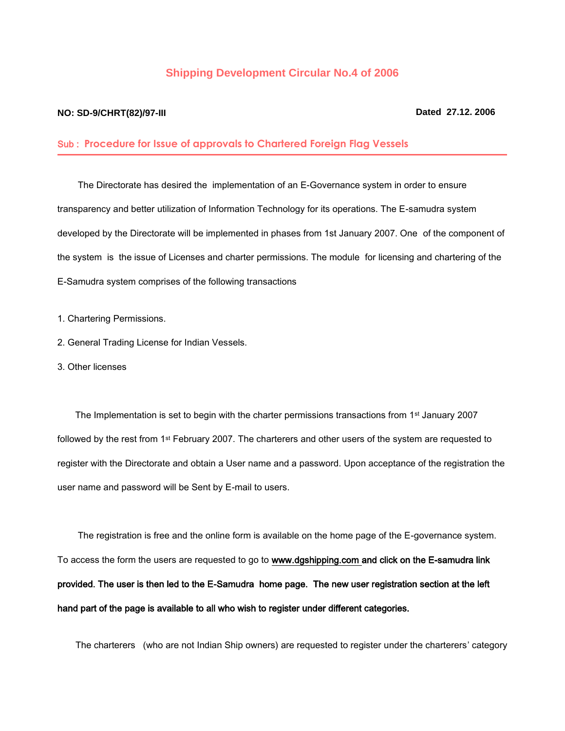# Shipping Development Circular No.4 of 2006

**NO: SD-9/CHRT(82)/97-III** **Dated 27.12. 2006**

## Sub : Procedure for Issue of approvals to Chartered Foreign Flag Vessels

The Directorate has desired the implementation of an E-Governance system in order to ensure transparency and better utilization of Information Technology for its operations. The E-samudra system developed by the Directorate will be implemented in phases from 1st January 2007. One of the component of the system is the issue of Licenses and charter permissions. The module for licensing and chartering of the E-Samudra system comprises of the following transactions

1. Chartering Permissions.
2. General Trading License for Indian Vessels.
3. Other licenses

The Implementation is set to begin with the charter permissions transactions from 1st January 2007 followed by the rest from 1st February 2007. The charterers and other users of the system are requested to register with the Directorate and obtain a User name and a password. Upon acceptance of the registration the user name and password will be Sent by E-mail to users.

The registration is free and the online form is available on the home page of the E-governance system. To access the form the users are requested to go to www.dgshipping.com **and click on the E-samudra link provided. The user is then led to the E-Samudra home page. The new user registration section at the left hand part of the page is available to all who wish to register under different categories.**

The charterers (who are not Indian Ship owners) are requested to register under the charterers' category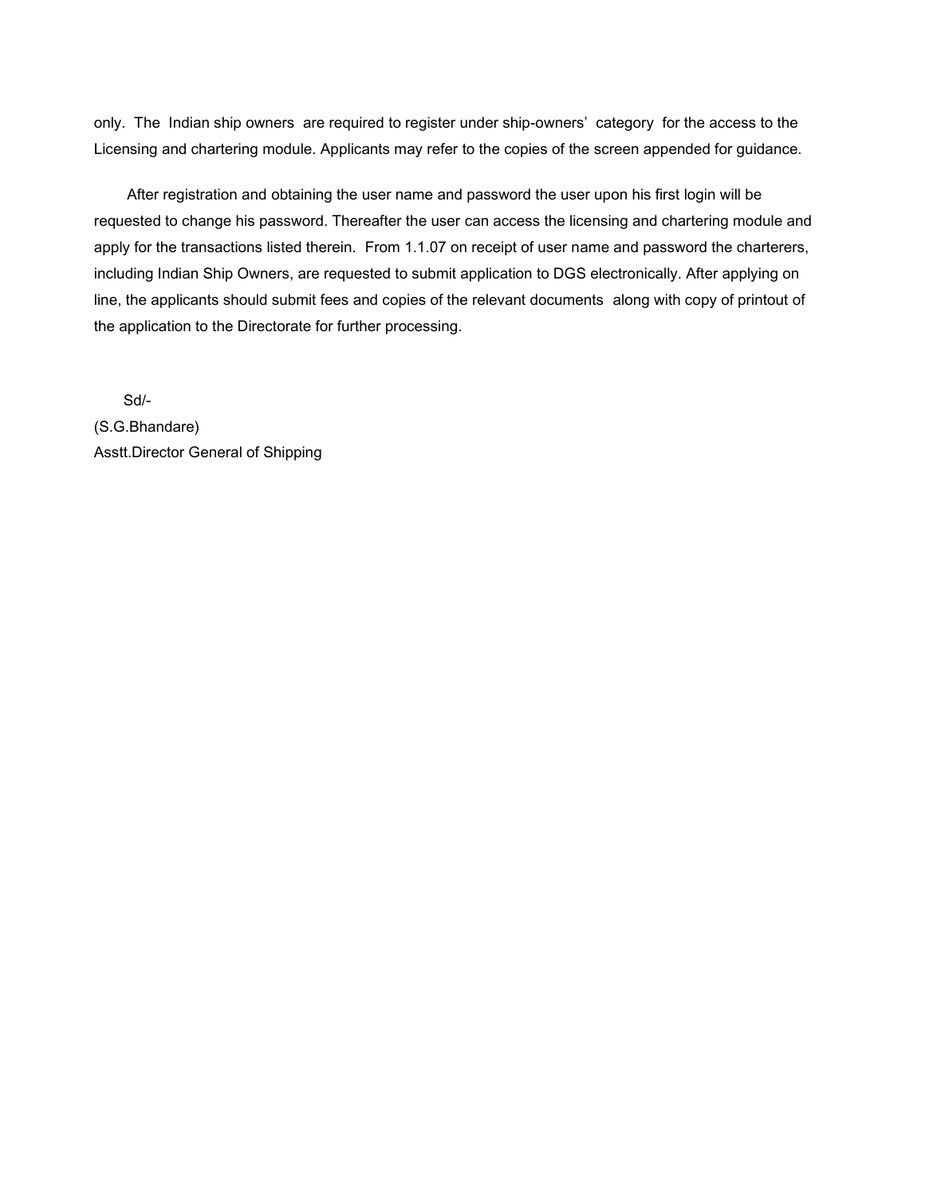only. The Indian ship owners are required to register under ship-owners' category for the access to the Licensing and chartering module. Applicants may refer to the copies of the screen appended for guidance.

After registration and obtaining the user name and password the user upon his first login will be requested to change his password. Thereafter the user can access the licensing and chartering module and apply for the transactions listed therein. From 1.1.07 on receipt of user name and password the charterers, including Indian Ship Owners, are requested to submit application to DGS electronically. After applying on line, the applicants should submit fees and copies of the relevant documents along with copy of printout of the application to the Directorate for further processing.

Sd/-
(S.G.Bhandare)
Asstt.Director General of Shipping